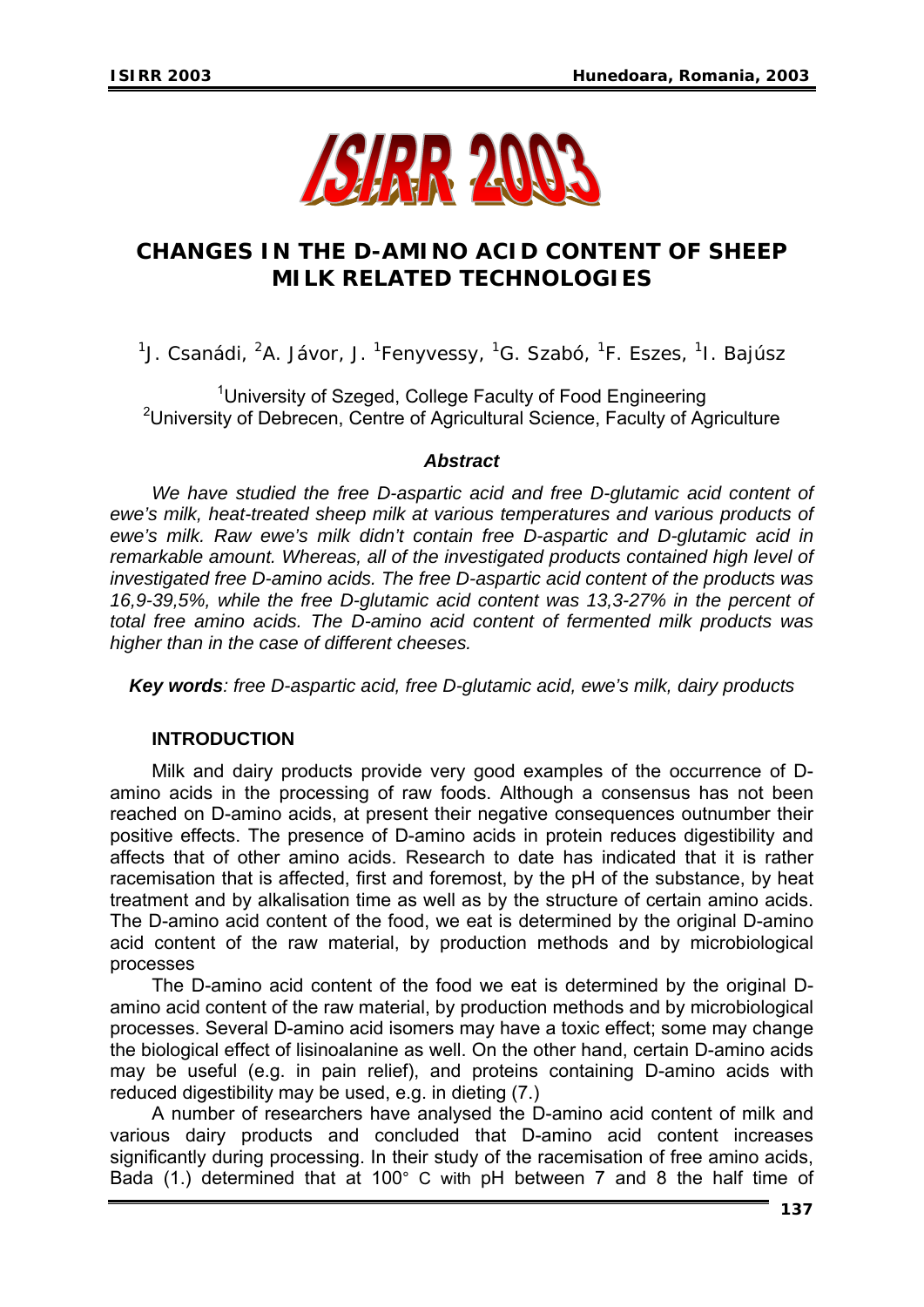# CHANGES IN THE D-AMINO ACID CONTENT OF SHEEP MILK RELATED TECHNOLOGIES

[1]J. Csanádi, [2]A. Jávor, J. [1]Fenyvessy, [1]G. Szabó, [1]F. Eszes, [1]I. Bajúsz

[1]University of Szeged, College Faculty of Food Engineering
[2]University of Debrecen, Centre of Agricultural Science, Faculty of Agriculture

### *Abstract*

*We have studied the free D-aspartic acid and free D-glutamic acid content of ewe's milk, heat-treated sheep milk at various temperatures and various products of ewe's milk. Raw ewe's milk didn't contain free D-aspartic and D-glutamic acid in remarkable amount. Whereas, all of the investigated products contained high level of investigated free D-amino acids. The free D-aspartic acid content of the products was 16,9-39,5%, while the free D-glutamic acid content was 13,3-27% in the percent of total free amino acids. The D-amino acid content of fermented milk products was higher than in the case of different cheeses.*

***Key words**: free D-aspartic acid, free D-glutamic acid, ewe's milk, dairy products*

## INTRODUCTION

Milk and dairy products provide very good examples of the occurrence of D-amino acids in the processing of raw foods. Although a consensus has not been reached on D-amino acids, at present their negative consequences outnumber their positive effects. The presence of D-amino acids in protein reduces digestibility and affects that of other amino acids. Research to date has indicated that it is rather racemisation that is affected, first and foremost, by the pH of the substance, by heat treatment and by alkalisation time as well as by the structure of certain amino acids. The D-amino acid content of the food, we eat is determined by the original D-amino acid content of the raw material, by production methods and by microbiological processes

The D-amino acid content of the food we eat is determined by the original D-amino acid content of the raw material, by production methods and by microbiological processes. Several D-amino acid isomers may have a toxic effect; some may change the biological effect of lisinoalanine as well. On the other hand, certain D-amino acids may be useful (e.g. in pain relief), and proteins containing D-amino acids with reduced digestibility may be used, e.g. in dieting (7.)

A number of researchers have analysed the D-amino acid content of milk and various dairy products and concluded that D-amino acid content increases significantly during processing. In their study of the racemisation of free amino acids, Bada (1.) determined that at 100° C with pH between 7 and 8 the half time of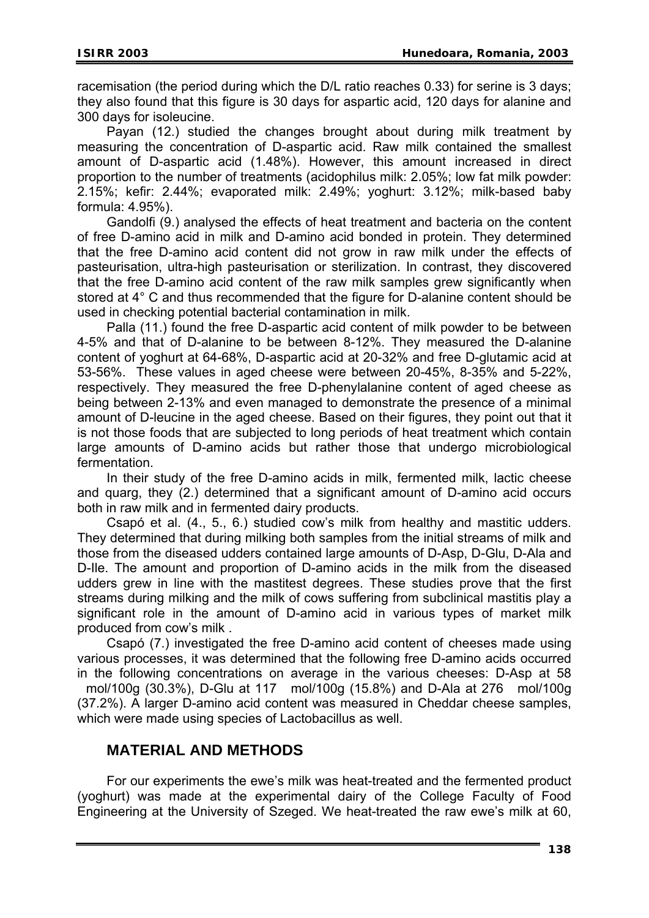racemisation (the period during which the D/L ratio reaches 0.33) for serine is 3 days; they also found that this figure is 30 days for aspartic acid, 120 days for alanine and 300 days for isoleucine.

Payan (12.) studied the changes brought about during milk treatment by measuring the concentration of D-aspartic acid. Raw milk contained the smallest amount of D-aspartic acid (1.48%). However, this amount increased in direct proportion to the number of treatments (acidophilus milk: 2.05%; low fat milk powder: 2.15%; kefir: 2.44%; evaporated milk: 2.49%; yoghurt: 3.12%; milk-based baby formula: 4.95%).

Gandolfi (9.) analysed the effects of heat treatment and bacteria on the content of free D-amino acid in milk and D-amino acid bonded in protein. They determined that the free D-amino acid content did not grow in raw milk under the effects of pasteurisation, ultra-high pasteurisation or sterilization. In contrast, they discovered that the free D-amino acid content of the raw milk samples grew significantly when stored at 4° C and thus recommended that the figure for D-alanine content should be used in checking potential bacterial contamination in milk.

Palla (11.) found the free D-aspartic acid content of milk powder to be between 4-5% and that of D-alanine to be between 8-12%. They measured the D-alanine content of yoghurt at 64-68%, D-aspartic acid at 20-32% and free D-glutamic acid at 53-56%. These values in aged cheese were between 20-45%, 8-35% and 5-22%, respectively. They measured the free D-phenylalanine content of aged cheese as being between 2-13% and even managed to demonstrate the presence of a minimal amount of D-leucine in the aged cheese. Based on their figures, they point out that it is not those foods that are subjected to long periods of heat treatment which contain large amounts of D-amino acids but rather those that undergo microbiological fermentation.

In their study of the free D-amino acids in milk, fermented milk, lactic cheese and quarg, they (2.) determined that a significant amount of D-amino acid occurs both in raw milk and in fermented dairy products.

Csapó et al. (4., 5., 6.) studied cow's milk from healthy and mastitic udders. They determined that during milking both samples from the initial streams of milk and those from the diseased udders contained large amounts of D-Asp, D-Glu, D-Ala and D-Ile. The amount and proportion of D-amino acids in the milk from the diseased udders grew in line with the mastitest degrees. These studies prove that the first streams during milking and the milk of cows suffering from subclinical mastitis play a significant role in the amount of D-amino acid in various types of market milk produced from cow's milk .

Csapó (7.) investigated the free D-amino acid content of cheeses made using various processes, it was determined that the following free D-amino acids occurred in the following concentrations on average in the various cheeses: D-Asp at 58 mol/100g (30.3%), D-Glu at 117 mol/100g (15.8%) and D-Ala at 276 mol/100g (37.2%). A larger D-amino acid content was measured in Cheddar cheese samples, which were made using species of Lactobacillus as well.

## MATERIAL AND METHODS

For our experiments the ewe's milk was heat-treated and the fermented product (yoghurt) was made at the experimental dairy of the College Faculty of Food Engineering at the University of Szeged. We heat-treated the raw ewe's milk at 60,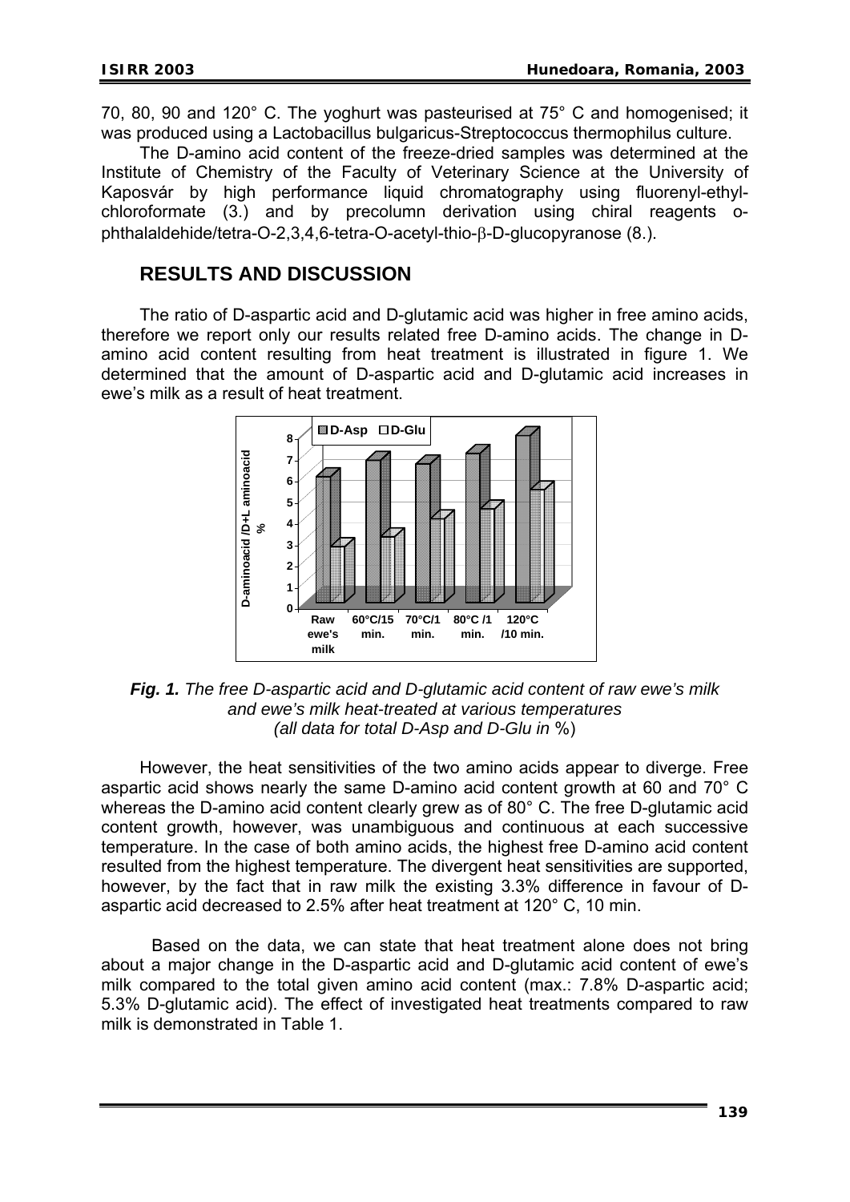70, 80, 90 and 120° C. The yoghurt was pasteurised at 75° C and homogenised; it was produced using a Lactobacillus bulgaricus-Streptococcus thermophilus culture.

The D-amino acid content of the freeze-dried samples was determined at the Institute of Chemistry of the Faculty of Veterinary Science at the University of Kaposvár by high performance liquid chromatography using fluorenyl-ethyl-chloroformate (3.) and by precolumn derivation using chiral reagents o-phthalaldehide/tetra-O-2,3,4,6-tetra-O-acetyl-thio-β-D-glucopyranose (8.).

## RESULTS AND DISCUSSION

The ratio of D-aspartic acid and D-glutamic acid was higher in free amino acids, therefore we report only our results related free D-amino acids. The change in D-amino acid content resulting from heat treatment is illustrated in figure 1. We determined that the amount of D-aspartic acid and D-glutamic acid increases in ewe's milk as a result of heat treatment.

***Fig. 1.*** *The free D-aspartic acid and D-glutamic acid content of raw ewe's milk and ewe's milk heat-treated at various temperatures (all data for total D-Asp and D-Glu in* %)

However, the heat sensitivities of the two amino acids appear to diverge. Free aspartic acid shows nearly the same D-amino acid content growth at 60 and 70° C whereas the D-amino acid content clearly grew as of 80° C. The free D-glutamic acid content growth, however, was unambiguous and continuous at each successive temperature. In the case of both amino acids, the highest free D-amino acid content resulted from the highest temperature. The divergent heat sensitivities are supported, however, by the fact that in raw milk the existing 3.3% difference in favour of D-aspartic acid decreased to 2.5% after heat treatment at 120° C, 10 min.

Based on the data, we can state that heat treatment alone does not bring about a major change in the D-aspartic acid and D-glutamic acid content of ewe's milk compared to the total given amino acid content (max.: 7.8% D-aspartic acid; 5.3% D-glutamic acid). The effect of investigated heat treatments compared to raw milk is demonstrated in Table 1.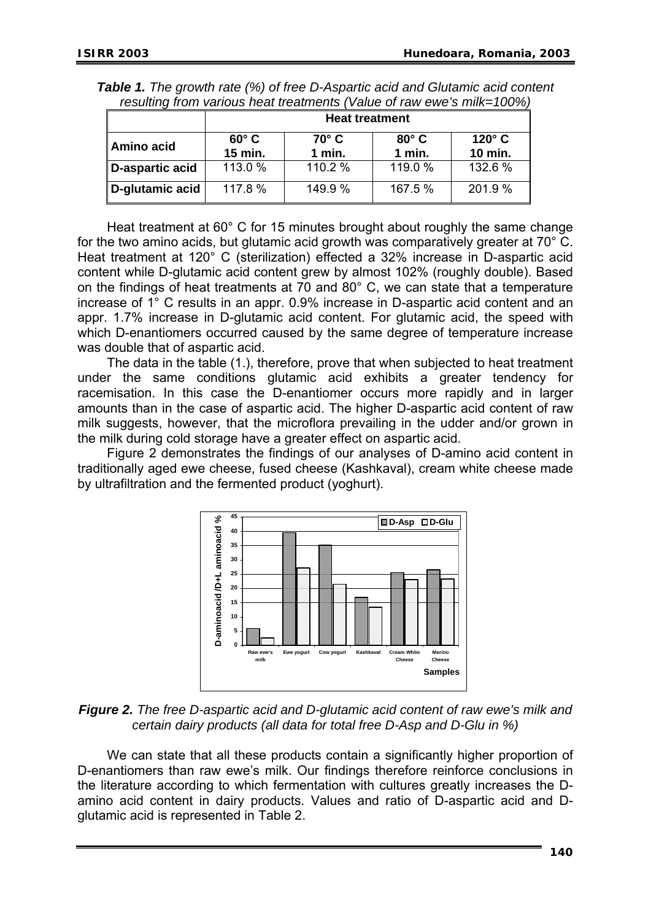***Table 1.*** *The growth rate (%) of free D-Aspartic acid and Glutamic acid content resulting from various heat treatments (Value of raw ewe's milk=100%)*

| Amino acid | Heat treatment | | | |
|---|---|---|---|---|
| | 60° C 15 min. | 70° C 1 min. | 80° C 1 min. | 120° C 10 min. |
| D-aspartic acid | 113.0 % | 110.2 % | 119.0 % | 132.6 % |
| D-glutamic acid | 117.8 % | 149.9 % | 167.5 % | 201.9 % |

Heat treatment at 60° C for 15 minutes brought about roughly the same change for the two amino acids, but glutamic acid growth was comparatively greater at 70° C. Heat treatment at 120° C (sterilization) effected a 32% increase in D-aspartic acid content while D-glutamic acid content grew by almost 102% (roughly double). Based on the findings of heat treatments at 70 and 80° C, we can state that a temperature increase of 1° C results in an appr. 0.9% increase in D-aspartic acid content and an appr. 1.7% increase in D-glutamic acid content. For glutamic acid, the speed with which D-enantiomers occurred caused by the same degree of temperature increase was double that of aspartic acid.

The data in the table (1.), therefore, prove that when subjected to heat treatment under the same conditions glutamic acid exhibits a greater tendency for racemisation. In this case the D-enantiomer occurs more rapidly and in larger amounts than in the case of aspartic acid. The higher D-aspartic acid content of raw milk suggests, however, that the microflora prevailing in the udder and/or grown in the milk during cold storage have a greater effect on aspartic acid.

Figure 2 demonstrates the findings of our analyses of D-amino acid content in traditionally aged ewe cheese, fused cheese (Kashkaval), cream white cheese made by ultrafiltration and the fermented product (yoghurt).

***Figure 2.*** *The free D-aspartic acid and D-glutamic acid content of raw ewe's milk and certain dairy products (all data for total free D-Asp and D-Glu in %)*

We can state that all these products contain a significantly higher proportion of D-enantiomers than raw ewe's milk. Our findings therefore reinforce conclusions in the literature according to which fermentation with cultures greatly increases the D-amino acid content in dairy products. Values and ratio of D-aspartic acid and D-glutamic acid is represented in Table 2.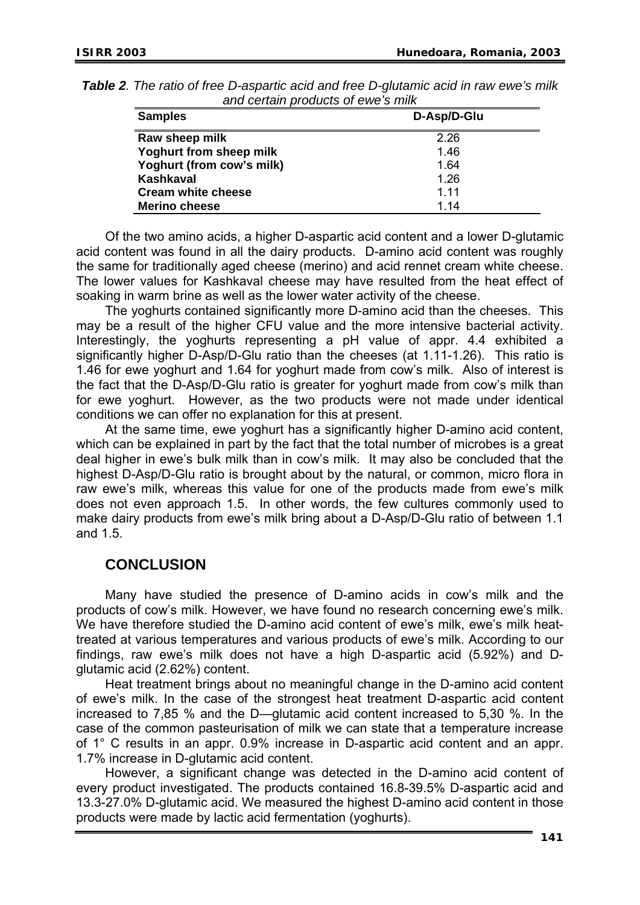*Table 2. The ratio of free D-aspartic acid and free D-glutamic acid in raw ewe's milk and certain products of ewe's milk*

| Samples | D-Asp/D-Glu |
|---|---|
| Raw sheep milk | 2.26 |
| Yoghurt from sheep milk | 1.46 |
| Yoghurt (from cow's milk) | 1.64 |
| Kashkaval | 1.26 |
| Cream white cheese | 1.11 |
| Merino cheese | 1.14 |

Of the two amino acids, a higher D-aspartic acid content and a lower D-glutamic acid content was found in all the dairy products. D-amino acid content was roughly the same for traditionally aged cheese (merino) and acid rennet cream white cheese. The lower values for Kashkaval cheese may have resulted from the heat effect of soaking in warm brine as well as the lower water activity of the cheese.

The yoghurts contained significantly more D-amino acid than the cheeses. This may be a result of the higher CFU value and the more intensive bacterial activity. Interestingly, the yoghurts representing a pH value of appr. 4.4 exhibited a significantly higher D-Asp/D-Glu ratio than the cheeses (at 1.11-1.26). This ratio is 1.46 for ewe yoghurt and 1.64 for yoghurt made from cow's milk. Also of interest is the fact that the D-Asp/D-Glu ratio is greater for yoghurt made from cow's milk than for ewe yoghurt. However, as the two products were not made under identical conditions we can offer no explanation for this at present.

At the same time, ewe yoghurt has a significantly higher D-amino acid content, which can be explained in part by the fact that the total number of microbes is a great deal higher in ewe's bulk milk than in cow's milk. It may also be concluded that the highest D-Asp/D-Glu ratio is brought about by the natural, or common, micro flora in raw ewe's milk, whereas this value for one of the products made from ewe's milk does not even approach 1.5. In other words, the few cultures commonly used to make dairy products from ewe's milk bring about a D-Asp/D-Glu ratio of between 1.1 and 1.5.

## CONCLUSION

Many have studied the presence of D-amino acids in cow's milk and the products of cow's milk. However, we have found no research concerning ewe's milk. We have therefore studied the D-amino acid content of ewe's milk, ewe's milk heat-treated at various temperatures and various products of ewe's milk. According to our findings, raw ewe's milk does not have a high D-aspartic acid (5.92%) and D-glutamic acid (2.62%) content.

Heat treatment brings about no meaningful change in the D-amino acid content of ewe's milk. In the case of the strongest heat treatment D-aspartic acid content increased to 7,85 % and the D—glutamic acid content increased to 5,30 %. In the case of the common pasteurisation of milk we can state that a temperature increase of 1° C results in an appr. 0.9% increase in D-aspartic acid content and an appr. 1.7% increase in D-glutamic acid content.

However, a significant change was detected in the D-amino acid content of every product investigated. The products contained 16.8-39.5% D-aspartic acid and 13.3-27.0% D-glutamic acid. We measured the highest D-amino acid content in those products were made by lactic acid fermentation (yoghurts).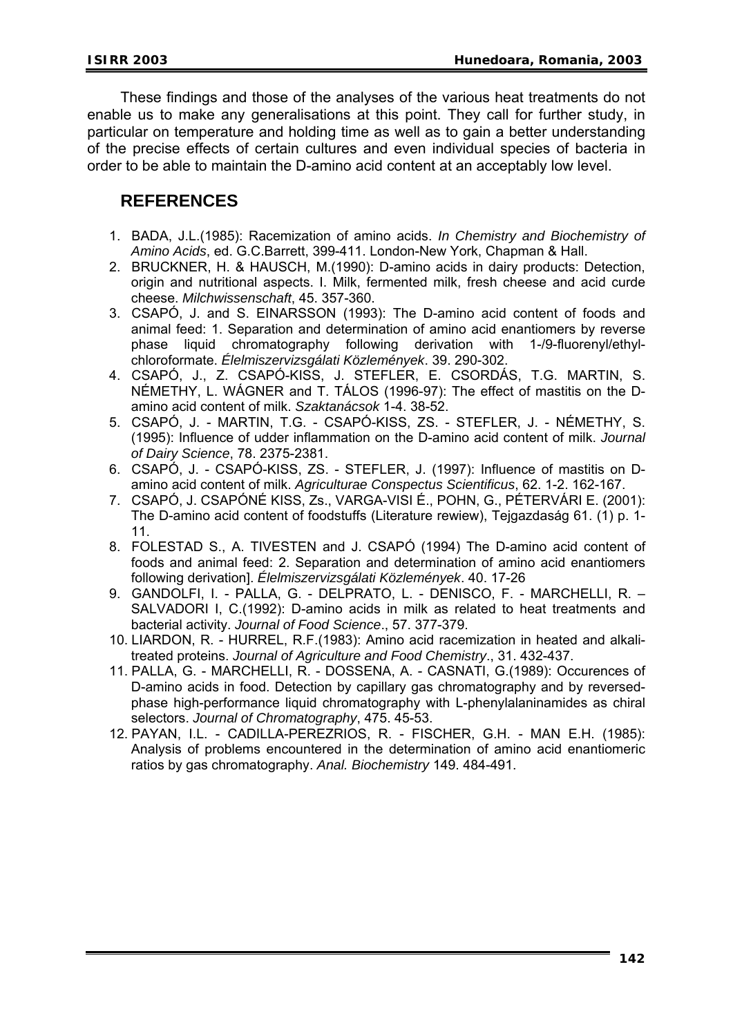These findings and those of the analyses of the various heat treatments do not enable us to make any generalisations at this point. They call for further study, in particular on temperature and holding time as well as to gain a better understanding of the precise effects of certain cultures and even individual species of bacteria in order to be able to maintain the D-amino acid content at an acceptably low level.

## REFERENCES

1. BADA, J.L.(1985): Racemization of amino acids. *In Chemistry and Biochemistry of Amino Acids*, ed. G.C.Barrett, 399-411. London-New York, Chapman & Hall.
2. BRUCKNER, H. & HAUSCH, M.(1990): D-amino acids in dairy products: Detection, origin and nutritional aspects. I. Milk, fermented milk, fresh cheese and acid curde cheese. *Milchwissenschaft*, 45. 357-360.
3. CSAPÓ, J. and S. EINARSSON (1993): The D-amino acid content of foods and animal feed: 1. Separation and determination of amino acid enantiomers by reverse phase liquid chromatography following derivation with 1-/9-fluorenyl/ethyl-chloroformate. *Élelmiszervizsgálati Közlemények*. 39. 290-302.
4. CSAPÓ, J., Z. CSAPÓ-KISS, J. STEFLER, E. CSORDÁS, T.G. MARTIN, S. NÉMETHY, L. WÁGNER and T. TÁLOS (1996-97): The effect of mastitis on the D-amino acid content of milk. *Szaktanácsok* 1-4. 38-52.
5. CSAPÓ, J. - MARTIN, T.G. - CSAPÓ-KISS, ZS. - STEFLER, J. - NÉMETHY, S. (1995): Influence of udder inflammation on the D-amino acid content of milk. *Journal of Dairy Science*, 78. 2375-2381.
6. CSAPÓ, J. - CSAPÓ-KISS, ZS. - STEFLER, J. (1997): Influence of mastitis on D-amino acid content of milk. *Agriculturae Conspectus Scientificus*, 62. 1-2. 162-167.
7. CSAPÓ, J. CSAPÓNÉ KISS, Zs., VARGA-VISI É., POHN, G., PÉTERVÁRI E. (2001): The D-amino acid content of foodstuffs (Literature rewiew), Tejgazdaság 61. (1) p. 1-11.
8. FOLESTAD S., A. TIVESTEN and J. CSAPÓ (1994) The D-amino acid content of foods and animal feed: 2. Separation and determination of amino acid enantiomers following derivation]. *Élelmiszervizsgálati Közlemények*. 40. 17-26
9. GANDOLFI, I. - PALLA, G. - DELPRATO, L. - DENISCO, F. - MARCHELLI, R. – SALVADORI I, C.(1992): D-amino acids in milk as related to heat treatments and bacterial activity. *Journal of Food Science*., 57. 377-379.
10. LIARDON, R. - HURREL, R.F.(1983): Amino acid racemization in heated and alkali-treated proteins. *Journal of Agriculture and Food Chemistry*., 31. 432-437.
11. PALLA, G. - MARCHELLI, R. - DOSSENA, A. - CASNATI, G.(1989): Occurences of D-amino acids in food. Detection by capillary gas chromatography and by reversed-phase high-performance liquid chromatography with L-phenylalaninamides as chiral selectors. *Journal of Chromatography*, 475. 45-53.
12. PAYAN, I.L. - CADILLA-PEREZRIOS, R. - FISCHER, G.H. - MAN E.H. (1985): Analysis of problems encountered in the determination of amino acid enantiomeric ratios by gas chromatography. *Anal. Biochemistry* 149. 484-491.